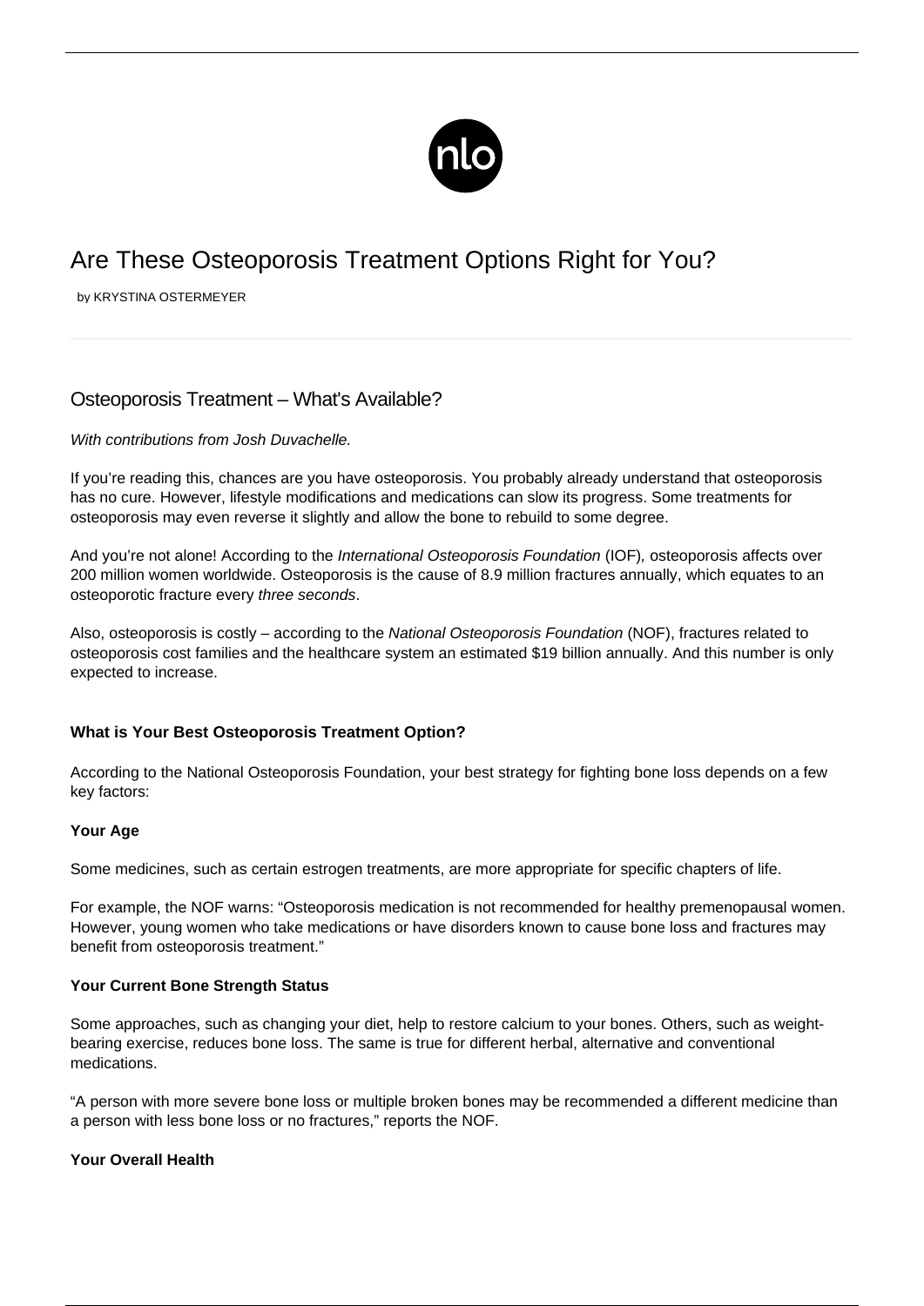# Are These Osteoporosis Treatment Options Right for You?

by KRYSTINA OSTERMEYER

## Osteoporosis Treatment – What's Available?

*With contributions from Josh Duvachelle.*

If you're reading this, chances are you have osteoporosis. You probably already understand that osteoporosis has no cure. However, lifestyle modifications and medications can slow its progress. Some treatments for osteoporosis may even reverse it slightly and allow the bone to rebuild to some degree.

And you're not alone! According to the *International Osteoporosis Foundation* (IOF), osteoporosis affects over 200 million women worldwide. Osteoporosis is the cause of 8.9 million fractures annually, which equates to an osteoporotic fracture every *three seconds*.

Also, osteoporosis is costly – according to the *National Osteoporosis Foundation* (NOF), fractures related to osteoporosis cost families and the healthcare system an estimated $19 billion annually. And this number is only expected to increase.

### What is Your Best Osteoporosis Treatment Option?

According to the National Osteoporosis Foundation, your best strategy for fighting bone loss depends on a few key factors:

#### Your Age

Some medicines, such as certain estrogen treatments, are more appropriate for specific chapters of life.

For example, the NOF warns: "Osteoporosis medication is not recommended for healthy premenopausal women. However, young women who take medications or have disorders known to cause bone loss and fractures may benefit from osteoporosis treatment."

#### Your Current Bone Strength Status

Some approaches, such as changing your diet, help to restore calcium to your bones. Others, such as weight-bearing exercise, reduces bone loss. The same is true for different herbal, alternative and conventional medications.

"A person with more severe bone loss or multiple broken bones may be recommended a different medicine than a person with less bone loss or no fractures," reports the NOF.

#### Your Overall Health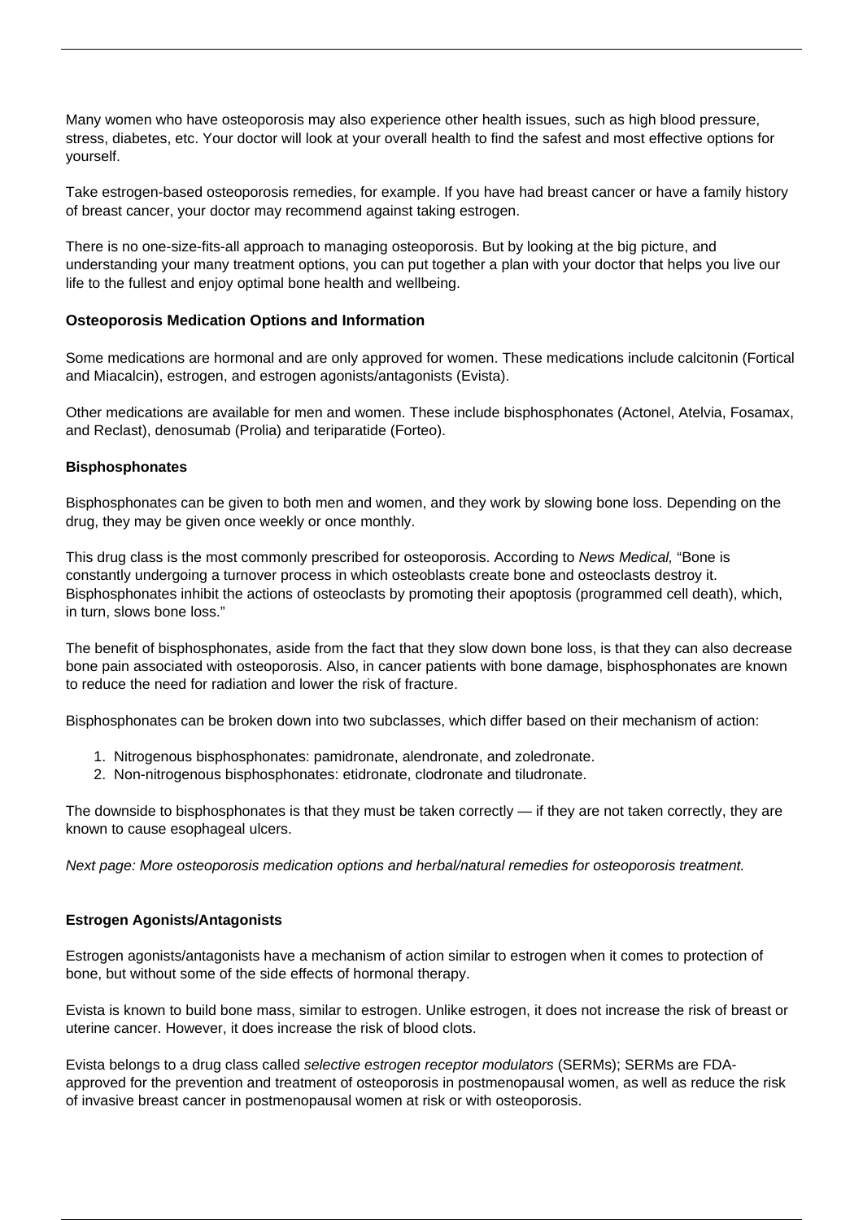Many women who have osteoporosis may also experience other health issues, such as high blood pressure, stress, diabetes, etc. Your doctor will look at your overall health to find the safest and most effective options for yourself.

Take estrogen-based osteoporosis remedies, for example. If you have had breast cancer or have a family history of breast cancer, your doctor may recommend against taking estrogen.

There is no one-size-fits-all approach to managing osteoporosis. But by looking at the big picture, and understanding your many treatment options, you can put together a plan with your doctor that helps you live our life to the fullest and enjoy optimal bone health and wellbeing.

**Osteoporosis Medication Options and Information**

Some medications are hormonal and are only approved for women. These medications include calcitonin (Fortical and Miacalcin), estrogen, and estrogen agonists/antagonists (Evista).

Other medications are available for men and women. These include bisphosphonates (Actonel, Atelvia, Fosamax, and Reclast), denosumab (Prolia) and teriparatide (Forteo).

**Bisphosphonates**

Bisphosphonates can be given to both men and women, and they work by slowing bone loss. Depending on the drug, they may be given once weekly or once monthly.

This drug class is the most commonly prescribed for osteoporosis. According to *News Medical,* "Bone is constantly undergoing a turnover process in which osteoblasts create bone and osteoclasts destroy it. Bisphosphonates inhibit the actions of osteoclasts by promoting their apoptosis (programmed cell death), which, in turn, slows bone loss."

The benefit of bisphosphonates, aside from the fact that they slow down bone loss, is that they can also decrease bone pain associated with osteoporosis. Also, in cancer patients with bone damage, bisphosphonates are known to reduce the need for radiation and lower the risk of fracture.

Bisphosphonates can be broken down into two subclasses, which differ based on their mechanism of action:

1. Nitrogenous bisphosphonates: pamidronate, alendronate, and zoledronate.
2. Non-nitrogenous bisphosphonates: etidronate, clodronate and tiludronate.

The downside to bisphosphonates is that they must be taken correctly — if they are not taken correctly, they are known to cause esophageal ulcers.

*Next page: More osteoporosis medication options and herbal/natural remedies for osteoporosis treatment.*

**Estrogen Agonists/Antagonists**

Estrogen agonists/antagonists have a mechanism of action similar to estrogen when it comes to protection of bone, but without some of the side effects of hormonal therapy.

Evista is known to build bone mass, similar to estrogen. Unlike estrogen, it does not increase the risk of breast or uterine cancer. However, it does increase the risk of blood clots.

Evista belongs to a drug class called *selective estrogen receptor modulators* (SERMs); SERMs are FDA-approved for the prevention and treatment of osteoporosis in postmenopausal women, as well as reduce the risk of invasive breast cancer in postmenopausal women at risk or with osteoporosis.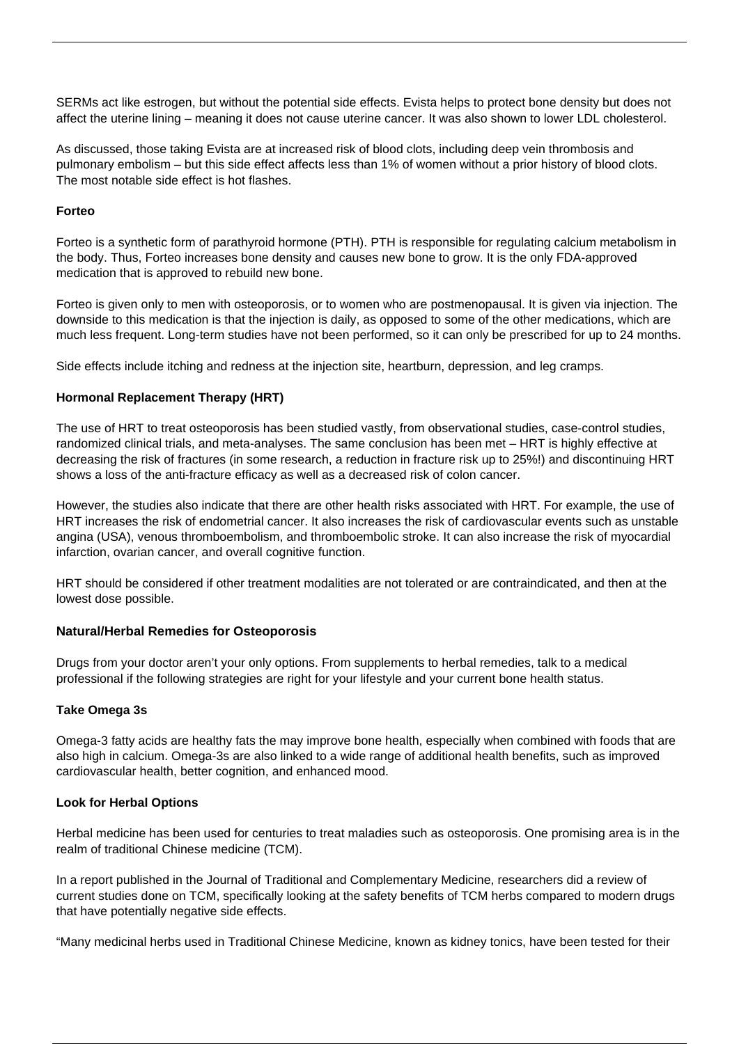SERMs act like estrogen, but without the potential side effects. Evista helps to protect bone density but does not affect the uterine lining – meaning it does not cause uterine cancer. It was also shown to lower LDL cholesterol.

As discussed, those taking Evista are at increased risk of blood clots, including deep vein thrombosis and pulmonary embolism – but this side effect affects less than 1% of women without a prior history of blood clots. The most notable side effect is hot flashes.

**Forteo**

Forteo is a synthetic form of parathyroid hormone (PTH). PTH is responsible for regulating calcium metabolism in the body. Thus, Forteo increases bone density and causes new bone to grow. It is the only FDA-approved medication that is approved to rebuild new bone.

Forteo is given only to men with osteoporosis, or to women who are postmenopausal. It is given via injection. The downside to this medication is that the injection is daily, as opposed to some of the other medications, which are much less frequent. Long-term studies have not been performed, so it can only be prescribed for up to 24 months.

Side effects include itching and redness at the injection site, heartburn, depression, and leg cramps.

**Hormonal Replacement Therapy (HRT)**

The use of HRT to treat osteoporosis has been studied vastly, from observational studies, case-control studies, randomized clinical trials, and meta-analyses. The same conclusion has been met – HRT is highly effective at decreasing the risk of fractures (in some research, a reduction in fracture risk up to 25%!) and discontinuing HRT shows a loss of the anti-fracture efficacy as well as a decreased risk of colon cancer.

However, the studies also indicate that there are other health risks associated with HRT. For example, the use of HRT increases the risk of endometrial cancer. It also increases the risk of cardiovascular events such as unstable angina (USA), venous thromboembolism, and thromboembolic stroke. It can also increase the risk of myocardial infarction, ovarian cancer, and overall cognitive function.

HRT should be considered if other treatment modalities are not tolerated or are contraindicated, and then at the lowest dose possible.

**Natural/Herbal Remedies for Osteoporosis**

Drugs from your doctor aren't your only options. From supplements to herbal remedies, talk to a medical professional if the following strategies are right for your lifestyle and your current bone health status.

**Take Omega 3s**

Omega-3 fatty acids are healthy fats the may improve bone health, especially when combined with foods that are also high in calcium. Omega-3s are also linked to a wide range of additional health benefits, such as improved cardiovascular health, better cognition, and enhanced mood.

**Look for Herbal Options**

Herbal medicine has been used for centuries to treat maladies such as osteoporosis. One promising area is in the realm of traditional Chinese medicine (TCM).

In a report published in the Journal of Traditional and Complementary Medicine, researchers did a review of current studies done on TCM, specifically looking at the safety benefits of TCM herbs compared to modern drugs that have potentially negative side effects.

"Many medicinal herbs used in Traditional Chinese Medicine, known as kidney tonics, have been tested for their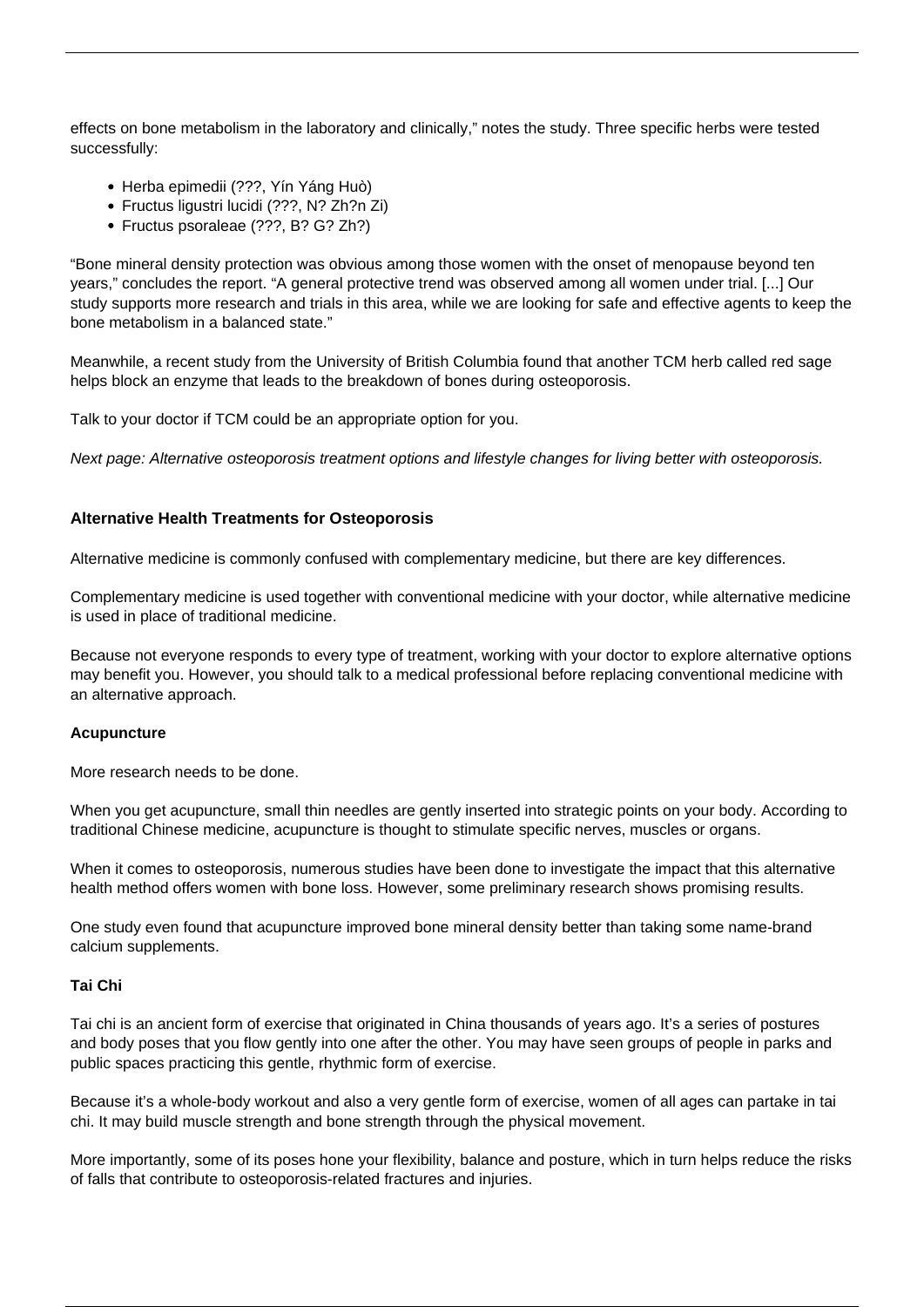effects on bone metabolism in the laboratory and clinically," notes the study. Three specific herbs were tested successfully:

- Herba epimedii (???, Yín Yáng Huò)
- Fructus ligustri lucidi (???, N? Zh?n Zi)
- Fructus psoraleae (???, B? G? Zh?)

"Bone mineral density protection was obvious among those women with the onset of menopause beyond ten years," concludes the report. "A general protective trend was observed among all women under trial. [...] Our study supports more research and trials in this area, while we are looking for safe and effective agents to keep the bone metabolism in a balanced state."

Meanwhile, a recent study from the University of British Columbia found that another TCM herb called red sage helps block an enzyme that leads to the breakdown of bones during osteoporosis.

Talk to your doctor if TCM could be an appropriate option for you.

*Next page: Alternative osteoporosis treatment options and lifestyle changes for living better with osteoporosis.*

**Alternative Health Treatments for Osteoporosis**

Alternative medicine is commonly confused with complementary medicine, but there are key differences.

Complementary medicine is used together with conventional medicine with your doctor, while alternative medicine is used in place of traditional medicine.

Because not everyone responds to every type of treatment, working with your doctor to explore alternative options may benefit you. However, you should talk to a medical professional before replacing conventional medicine with an alternative approach.

**Acupuncture**

More research needs to be done.

When you get acupuncture, small thin needles are gently inserted into strategic points on your body. According to traditional Chinese medicine, acupuncture is thought to stimulate specific nerves, muscles or organs.

When it comes to osteoporosis, numerous studies have been done to investigate the impact that this alternative health method offers women with bone loss. However, some preliminary research shows promising results.

One study even found that acupuncture improved bone mineral density better than taking some name-brand calcium supplements.

**Tai Chi**

Tai chi is an ancient form of exercise that originated in China thousands of years ago. It's a series of postures and body poses that you flow gently into one after the other. You may have seen groups of people in parks and public spaces practicing this gentle, rhythmic form of exercise.

Because it's a whole-body workout and also a very gentle form of exercise, women of all ages can partake in tai chi. It may build muscle strength and bone strength through the physical movement.

More importantly, some of its poses hone your flexibility, balance and posture, which in turn helps reduce the risks of falls that contribute to osteoporosis-related fractures and injuries.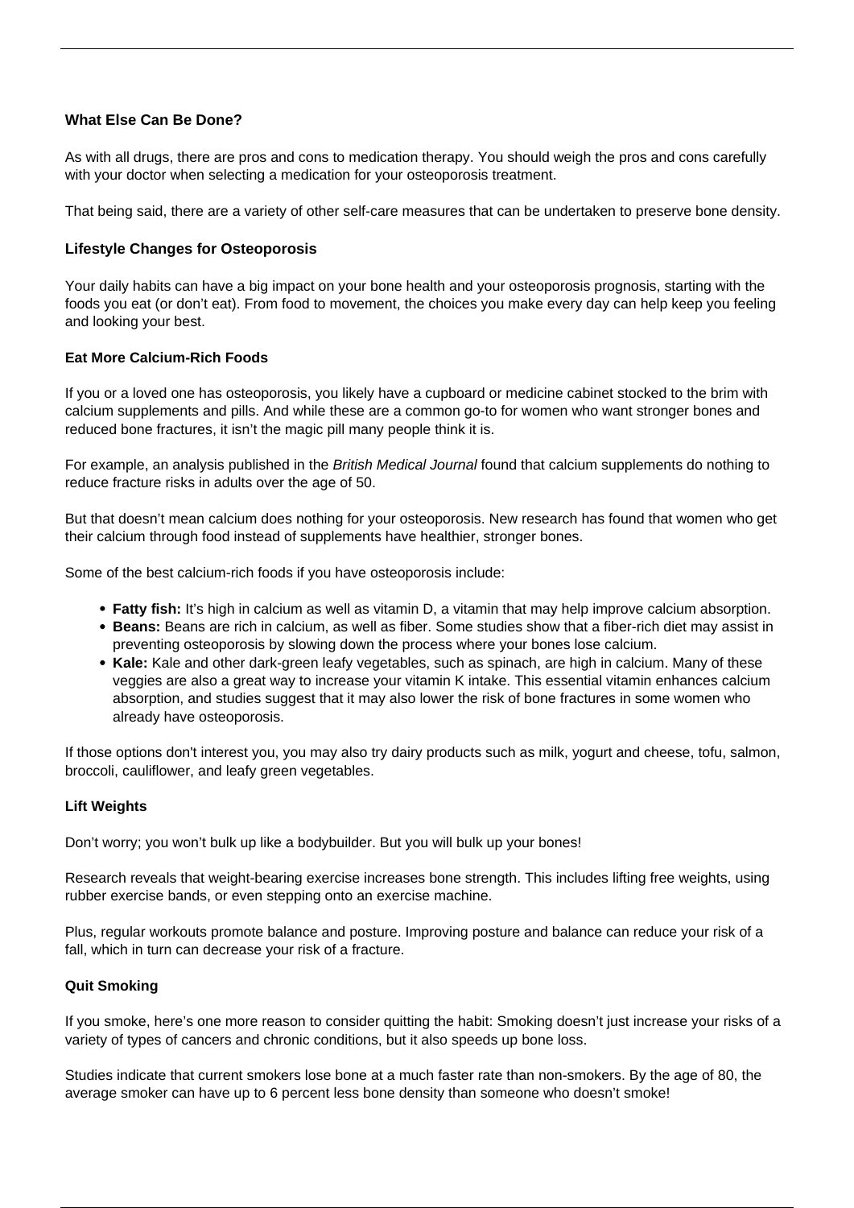### What Else Can Be Done?

As with all drugs, there are pros and cons to medication therapy. You should weigh the pros and cons carefully with your doctor when selecting a medication for your osteoporosis treatment.

That being said, there are a variety of other self-care measures that can be undertaken to preserve bone density.

### Lifestyle Changes for Osteoporosis

Your daily habits can have a big impact on your bone health and your osteoporosis prognosis, starting with the foods you eat (or don't eat). From food to movement, the choices you make every day can help keep you feeling and looking your best.

#### Eat More Calcium-Rich Foods

If you or a loved one has osteoporosis, you likely have a cupboard or medicine cabinet stocked to the brim with calcium supplements and pills. And while these are a common go-to for women who want stronger bones and reduced bone fractures, it isn't the magic pill many people think it is.

For example, an analysis published in the *British Medical Journal* found that calcium supplements do nothing to reduce fracture risks in adults over the age of 50.

But that doesn't mean calcium does nothing for your osteoporosis. New research has found that women who get their calcium through food instead of supplements have healthier, stronger bones.

Some of the best calcium-rich foods if you have osteoporosis include:

- **Fatty fish:** It's high in calcium as well as vitamin D, a vitamin that may help improve calcium absorption.
- **Beans:** Beans are rich in calcium, as well as fiber. Some studies show that a fiber-rich diet may assist in preventing osteoporosis by slowing down the process where your bones lose calcium.
- **Kale:** Kale and other dark-green leafy vegetables, such as spinach, are high in calcium. Many of these veggies are also a great way to increase your vitamin K intake. This essential vitamin enhances calcium absorption, and studies suggest that it may also lower the risk of bone fractures in some women who already have osteoporosis.

If those options don't interest you, you may also try dairy products such as milk, yogurt and cheese, tofu, salmon, broccoli, cauliflower, and leafy green vegetables.

#### Lift Weights

Don't worry; you won't bulk up like a bodybuilder. But you will bulk up your bones!

Research reveals that weight-bearing exercise increases bone strength. This includes lifting free weights, using rubber exercise bands, or even stepping onto an exercise machine.

Plus, regular workouts promote balance and posture. Improving posture and balance can reduce your risk of a fall, which in turn can decrease your risk of a fracture.

#### Quit Smoking

If you smoke, here's one more reason to consider quitting the habit: Smoking doesn't just increase your risks of a variety of types of cancers and chronic conditions, but it also speeds up bone loss.

Studies indicate that current smokers lose bone at a much faster rate than non-smokers. By the age of 80, the average smoker can have up to 6 percent less bone density than someone who doesn't smoke!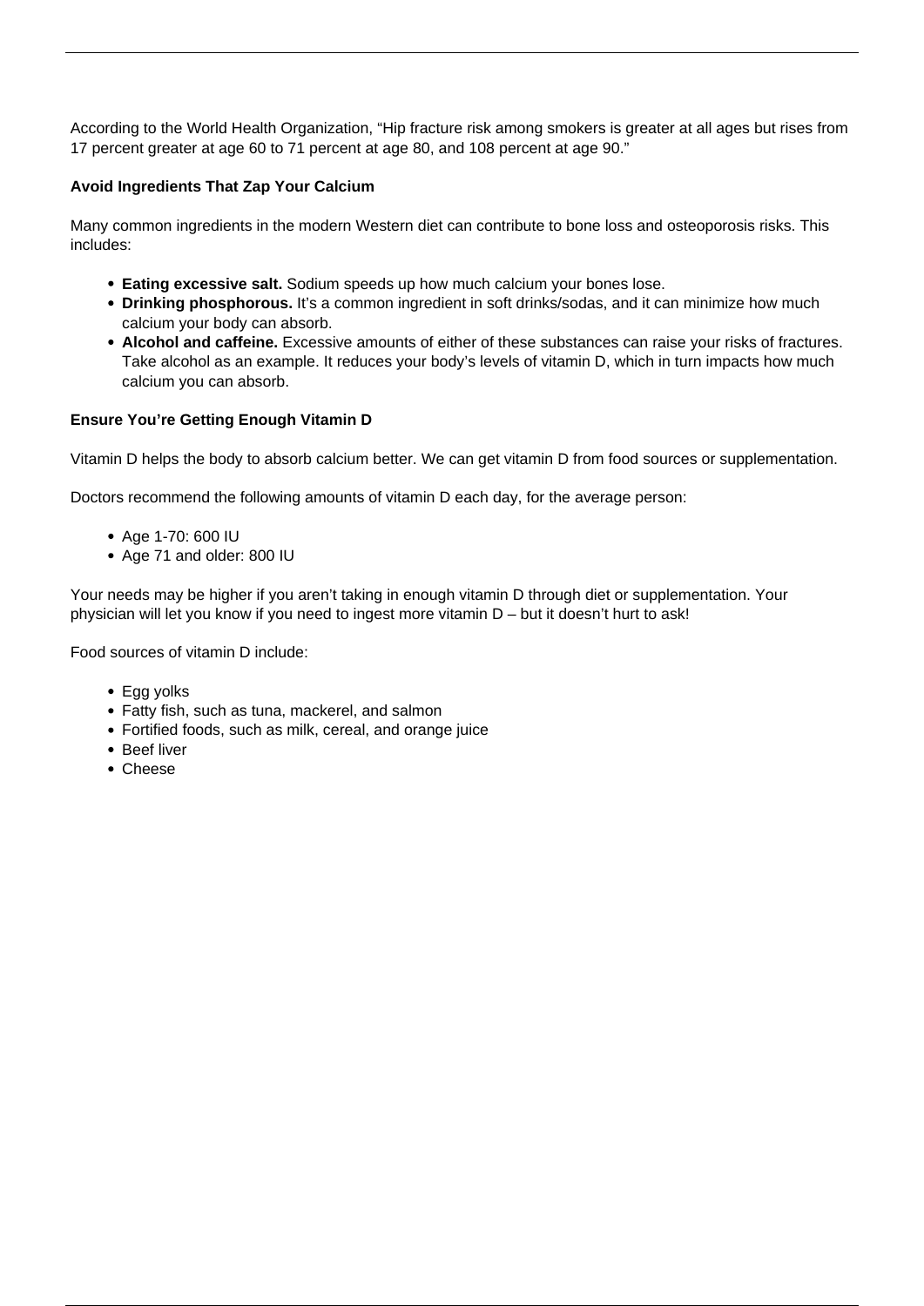According to the World Health Organization, "Hip fracture risk among smokers is greater at all ages but rises from 17 percent greater at age 60 to 71 percent at age 80, and 108 percent at age 90."

**Avoid Ingredients That Zap Your Calcium**

Many common ingredients in the modern Western diet can contribute to bone loss and osteoporosis risks. This includes:

- **Eating excessive salt.** Sodium speeds up how much calcium your bones lose.
- **Drinking phosphorous.** It's a common ingredient in soft drinks/sodas, and it can minimize how much calcium your body can absorb.
- **Alcohol and caffeine.** Excessive amounts of either of these substances can raise your risks of fractures. Take alcohol as an example. It reduces your body's levels of vitamin D, which in turn impacts how much calcium you can absorb.

**Ensure You're Getting Enough Vitamin D**

Vitamin D helps the body to absorb calcium better. We can get vitamin D from food sources or supplementation.

Doctors recommend the following amounts of vitamin D each day, for the average person:

- Age 1-70: 600 IU
- Age 71 and older: 800 IU

Your needs may be higher if you aren't taking in enough vitamin D through diet or supplementation. Your physician will let you know if you need to ingest more vitamin D – but it doesn't hurt to ask!

Food sources of vitamin D include:

- Egg yolks
- Fatty fish, such as tuna, mackerel, and salmon
- Fortified foods, such as milk, cereal, and orange juice
- Beef liver
- Cheese